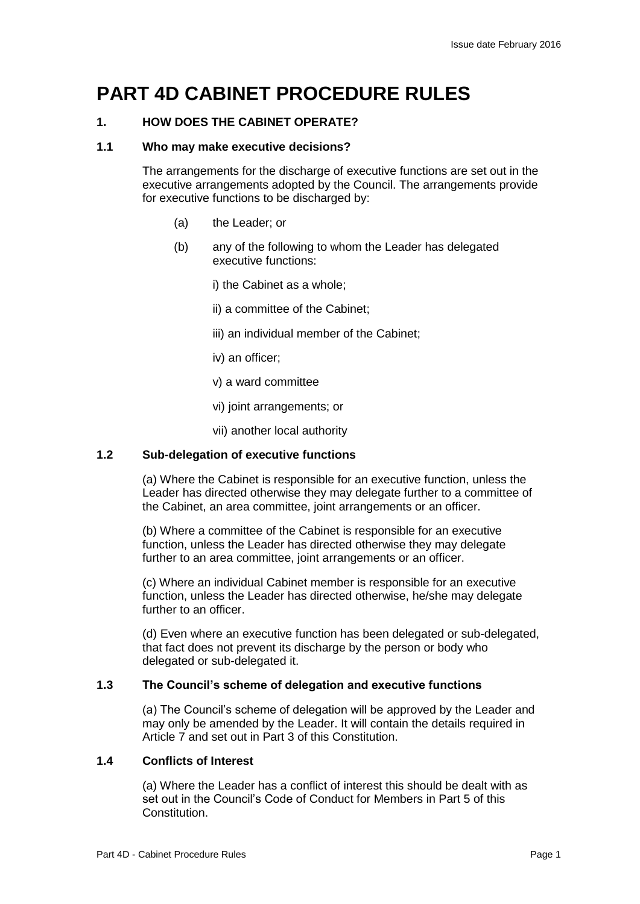# PART 4D CABINET PROCEDURE RULES

## 1. HOW DOES THE CABINET OPERATE?

### 1.1 Who may make executive decisions?

The arrangements for the discharge of executive functions are set out in the executive arrangements adopted by the Council. The arrangements provide for executive functions to be discharged by:

(a) the Leader; or

(b) any of the following to whom the Leader has delegated executive functions:

i) the Cabinet as a whole;

ii) a committee of the Cabinet;

iii) an individual member of the Cabinet;

iv) an officer;

v) a ward committee

vi) joint arrangements; or

vii) another local authority

### 1.2 Sub-delegation of executive functions

(a) Where the Cabinet is responsible for an executive function, unless the Leader has directed otherwise they may delegate further to a committee of the Cabinet, an area committee, joint arrangements or an officer.

(b) Where a committee of the Cabinet is responsible for an executive function, unless the Leader has directed otherwise they may delegate further to an area committee, joint arrangements or an officer.

(c) Where an individual Cabinet member is responsible for an executive function, unless the Leader has directed otherwise, he/she may delegate further to an officer.

(d) Even where an executive function has been delegated or sub-delegated, that fact does not prevent its discharge by the person or body who delegated or sub-delegated it.

### 1.3 The Council's scheme of delegation and executive functions

(a) The Council's scheme of delegation will be approved by the Leader and may only be amended by the Leader. It will contain the details required in Article 7 and set out in Part 3 of this Constitution.

### 1.4 Conflicts of Interest

(a) Where the Leader has a conflict of interest this should be dealt with as set out in the Council's Code of Conduct for Members in Part 5 of this Constitution.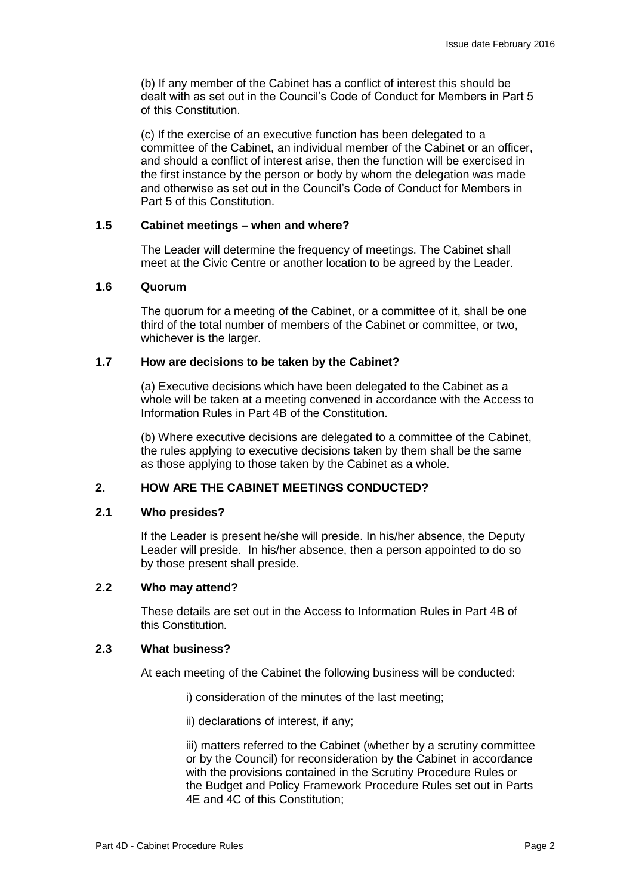(b) If any member of the Cabinet has a conflict of interest this should be dealt with as set out in the Council's Code of Conduct for Members in Part 5 of this Constitution.

(c) If the exercise of an executive function has been delegated to a committee of the Cabinet, an individual member of the Cabinet or an officer, and should a conflict of interest arise, then the function will be exercised in the first instance by the person or body by whom the delegation was made and otherwise as set out in the Council's Code of Conduct for Members in Part 5 of this Constitution.

### 1.5 Cabinet meetings – when and where?

The Leader will determine the frequency of meetings. The Cabinet shall meet at the Civic Centre or another location to be agreed by the Leader.

### 1.6 Quorum

The quorum for a meeting of the Cabinet, or a committee of it, shall be one third of the total number of members of the Cabinet or committee, or two, whichever is the larger.

### 1.7 How are decisions to be taken by the Cabinet?

(a) Executive decisions which have been delegated to the Cabinet as a whole will be taken at a meeting convened in accordance with the Access to Information Rules in Part 4B of the Constitution.

(b) Where executive decisions are delegated to a committee of the Cabinet, the rules applying to executive decisions taken by them shall be the same as those applying to those taken by the Cabinet as a whole.

## 2. HOW ARE THE CABINET MEETINGS CONDUCTED?

### 2.1 Who presides?

If the Leader is present he/she will preside. In his/her absence, the Deputy Leader will preside. In his/her absence, then a person appointed to do so by those present shall preside.

### 2.2 Who may attend?

These details are set out in the Access to Information Rules in Part 4B of this Constitution*.*

### 2.3 What business?

At each meeting of the Cabinet the following business will be conducted:

i) consideration of the minutes of the last meeting;

ii) declarations of interest, if any;

iii) matters referred to the Cabinet (whether by a scrutiny committee or by the Council) for reconsideration by the Cabinet in accordance with the provisions contained in the Scrutiny Procedure Rules or the Budget and Policy Framework Procedure Rules set out in Parts 4E and 4C of this Constitution;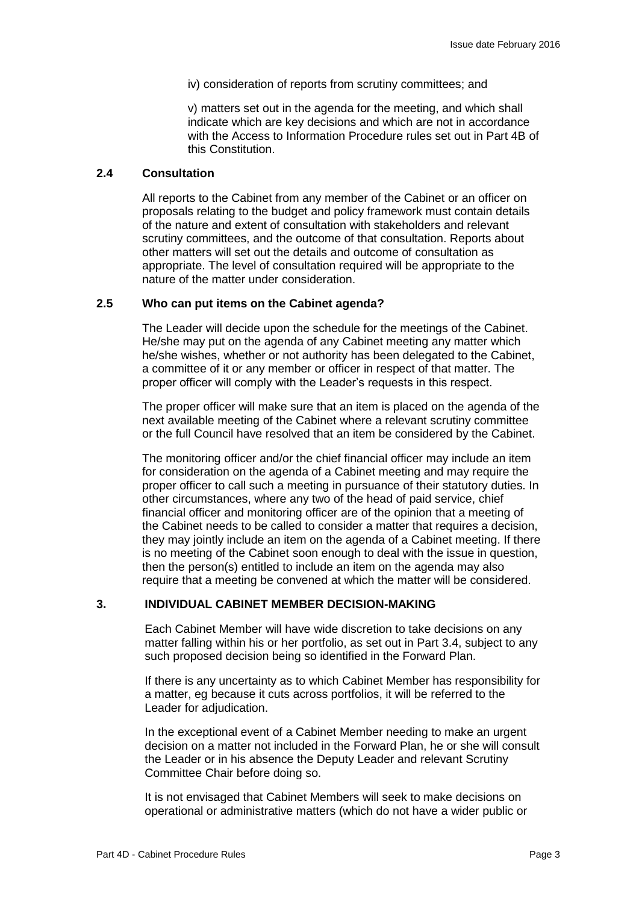iv) consideration of reports from scrutiny committees; and

v) matters set out in the agenda for the meeting, and which shall indicate which are key decisions and which are not in accordance with the Access to Information Procedure rules set out in Part 4B of this Constitution.

### 2.4 Consultation

All reports to the Cabinet from any member of the Cabinet or an officer on proposals relating to the budget and policy framework must contain details of the nature and extent of consultation with stakeholders and relevant scrutiny committees, and the outcome of that consultation. Reports about other matters will set out the details and outcome of consultation as appropriate. The level of consultation required will be appropriate to the nature of the matter under consideration.

### 2.5 Who can put items on the Cabinet agenda?

The Leader will decide upon the schedule for the meetings of the Cabinet. He/she may put on the agenda of any Cabinet meeting any matter which he/she wishes, whether or not authority has been delegated to the Cabinet, a committee of it or any member or officer in respect of that matter. The proper officer will comply with the Leader's requests in this respect.

The proper officer will make sure that an item is placed on the agenda of the next available meeting of the Cabinet where a relevant scrutiny committee or the full Council have resolved that an item be considered by the Cabinet.

The monitoring officer and/or the chief financial officer may include an item for consideration on the agenda of a Cabinet meeting and may require the proper officer to call such a meeting in pursuance of their statutory duties. In other circumstances, where any two of the head of paid service, chief financial officer and monitoring officer are of the opinion that a meeting of the Cabinet needs to be called to consider a matter that requires a decision, they may jointly include an item on the agenda of a Cabinet meeting. If there is no meeting of the Cabinet soon enough to deal with the issue in question, then the person(s) entitled to include an item on the agenda may also require that a meeting be convened at which the matter will be considered.

## 3. INDIVIDUAL CABINET MEMBER DECISION-MAKING

Each Cabinet Member will have wide discretion to take decisions on any matter falling within his or her portfolio, as set out in Part 3.4, subject to any such proposed decision being so identified in the Forward Plan.

If there is any uncertainty as to which Cabinet Member has responsibility for a matter, eg because it cuts across portfolios, it will be referred to the Leader for adjudication.

In the exceptional event of a Cabinet Member needing to make an urgent decision on a matter not included in the Forward Plan, he or she will consult the Leader or in his absence the Deputy Leader and relevant Scrutiny Committee Chair before doing so.

It is not envisaged that Cabinet Members will seek to make decisions on operational or administrative matters (which do not have a wider public or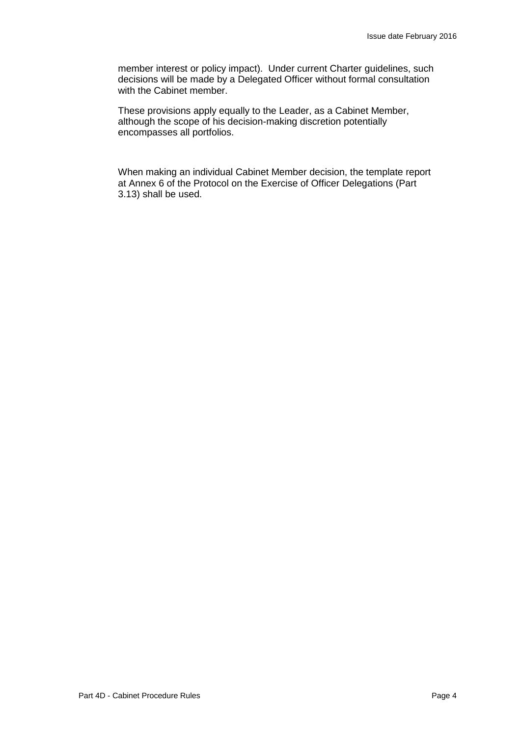member interest or policy impact). Under current Charter guidelines, such decisions will be made by a Delegated Officer without formal consultation with the Cabinet member.

These provisions apply equally to the Leader, as a Cabinet Member, although the scope of his decision-making discretion potentially encompasses all portfolios.

When making an individual Cabinet Member decision, the template report at Annex 6 of the Protocol on the Exercise of Officer Delegations (Part 3.13) shall be used.